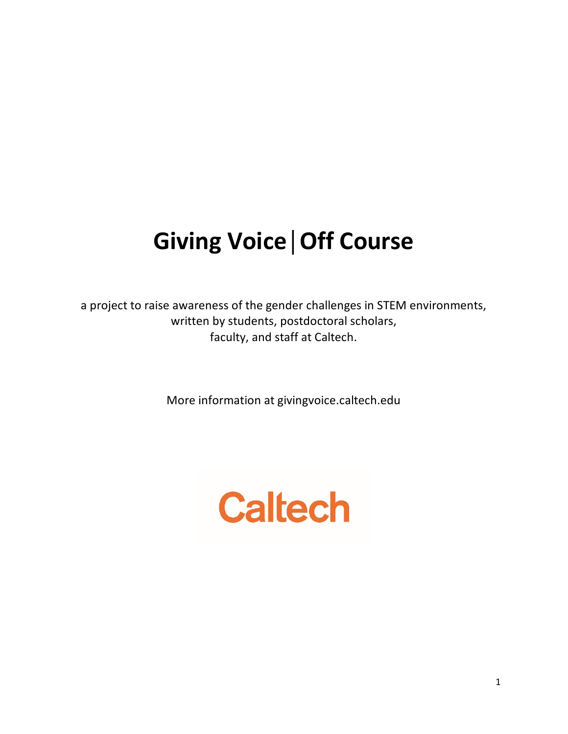# Giving Voice | Off Course

a project to raise awareness of the gender challenges in STEM environments, written by students, postdoctoral scholars, faculty, and staff at Caltech.

More information at givingvoice.caltech.edu

Caltech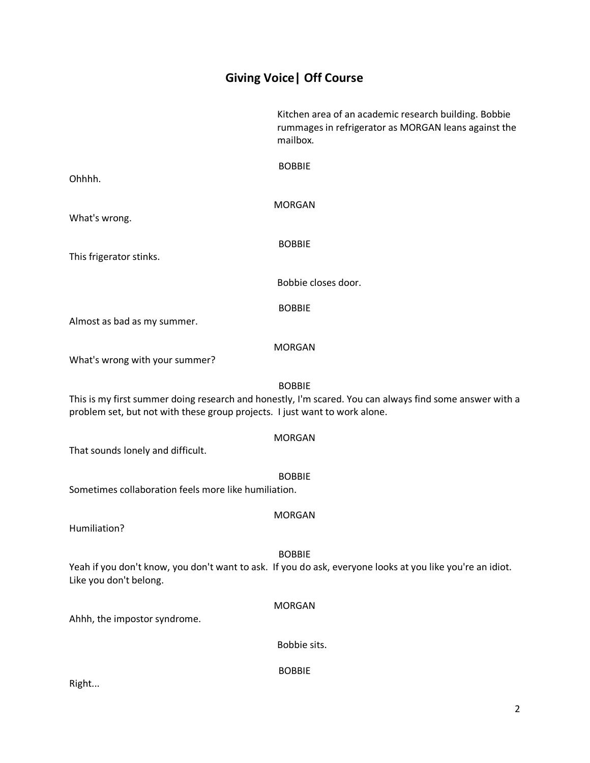## Giving Voice| Off Course

Kitchen area of an academic research building. Bobbie rummages in refrigerator as MORGAN leans against the mailbox.

BOBBIE

Ohhhh.

MORGAN

What's wrong.

BOBBIE

This frigerator stinks.

Bobbie closes door.

BOBBIE

Almost as bad as my summer.

MORGAN

What's wrong with your summer?

BOBBIE

This is my first summer doing research and honestly, I'm scared. You can always find some answer with a problem set, but not with these group projects. I just want to work alone.

MORGAN

That sounds lonely and difficult.

BOBBIE

Sometimes collaboration feels more like humiliation.

MORGAN

Humiliation?

BOBBIE

Yeah if you don't know, you don't want to ask. If you do ask, everyone looks at you like you're an idiot. Like you don't belong.

MORGAN

Ahhh, the impostor syndrome.

Bobbie sits.

BOBBIE

Right...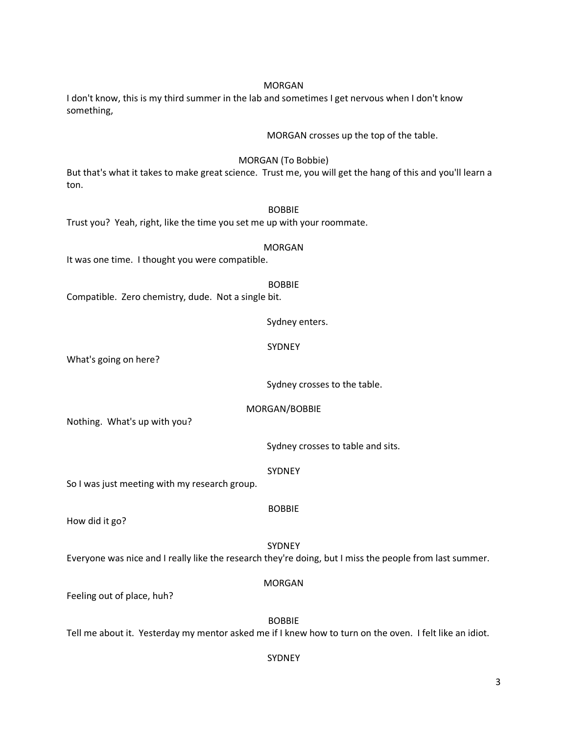MORGAN

I don't know, this is my third summer in the lab and sometimes I get nervous when I don't know something,

MORGAN crosses up the top of the table.

MORGAN (To Bobbie)

But that's what it takes to make great science. Trust me, you will get the hang of this and you'll learn a ton.

BOBBIE

Trust you? Yeah, right, like the time you set me up with your roommate.

MORGAN

It was one time. I thought you were compatible.

BOBBIE

Compatible. Zero chemistry, dude. Not a single bit.

Sydney enters.

SYDNEY

What's going on here?

Sydney crosses to the table.

MORGAN/BOBBIE

Nothing. What's up with you?

Sydney crosses to table and sits.

SYDNEY

So I was just meeting with my research group.

BOBBIE

How did it go?

SYDNEY

Everyone was nice and I really like the research they're doing, but I miss the people from last summer.

MORGAN

Feeling out of place, huh?

BOBBIE

Tell me about it. Yesterday my mentor asked me if I knew how to turn on the oven. I felt like an idiot.

SYDNEY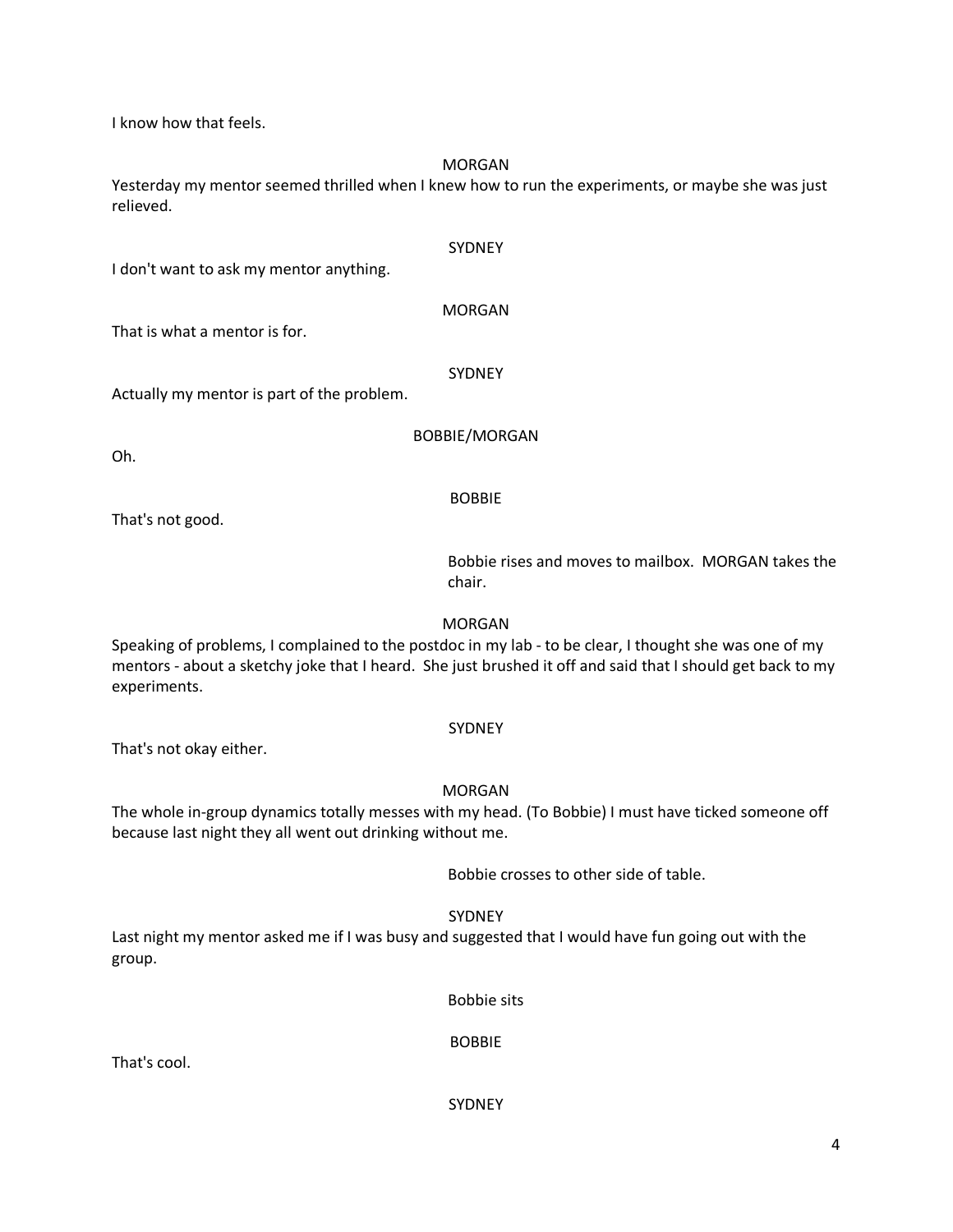I know how that feels.

MORGAN

Yesterday my mentor seemed thrilled when I knew how to run the experiments, or maybe she was just relieved.

SYDNEY

I don't want to ask my mentor anything.

MORGAN

That is what a mentor is for.

SYDNEY

Actually my mentor is part of the problem.

BOBBIE/MORGAN

Oh.

BOBBIE

That's not good.

Bobbie rises and moves to mailbox. MORGAN takes the chair.

MORGAN

Speaking of problems, I complained to the postdoc in my lab - to be clear, I thought she was one of my mentors - about a sketchy joke that I heard. She just brushed it off and said that I should get back to my experiments.

SYDNEY

That's not okay either.

MORGAN

The whole in-group dynamics totally messes with my head. (To Bobbie) I must have ticked someone off because last night they all went out drinking without me.

Bobbie crosses to other side of table.

SYDNEY

Last night my mentor asked me if I was busy and suggested that I would have fun going out with the group.

Bobbie sits

BOBBIE

That's cool.

SYDNEY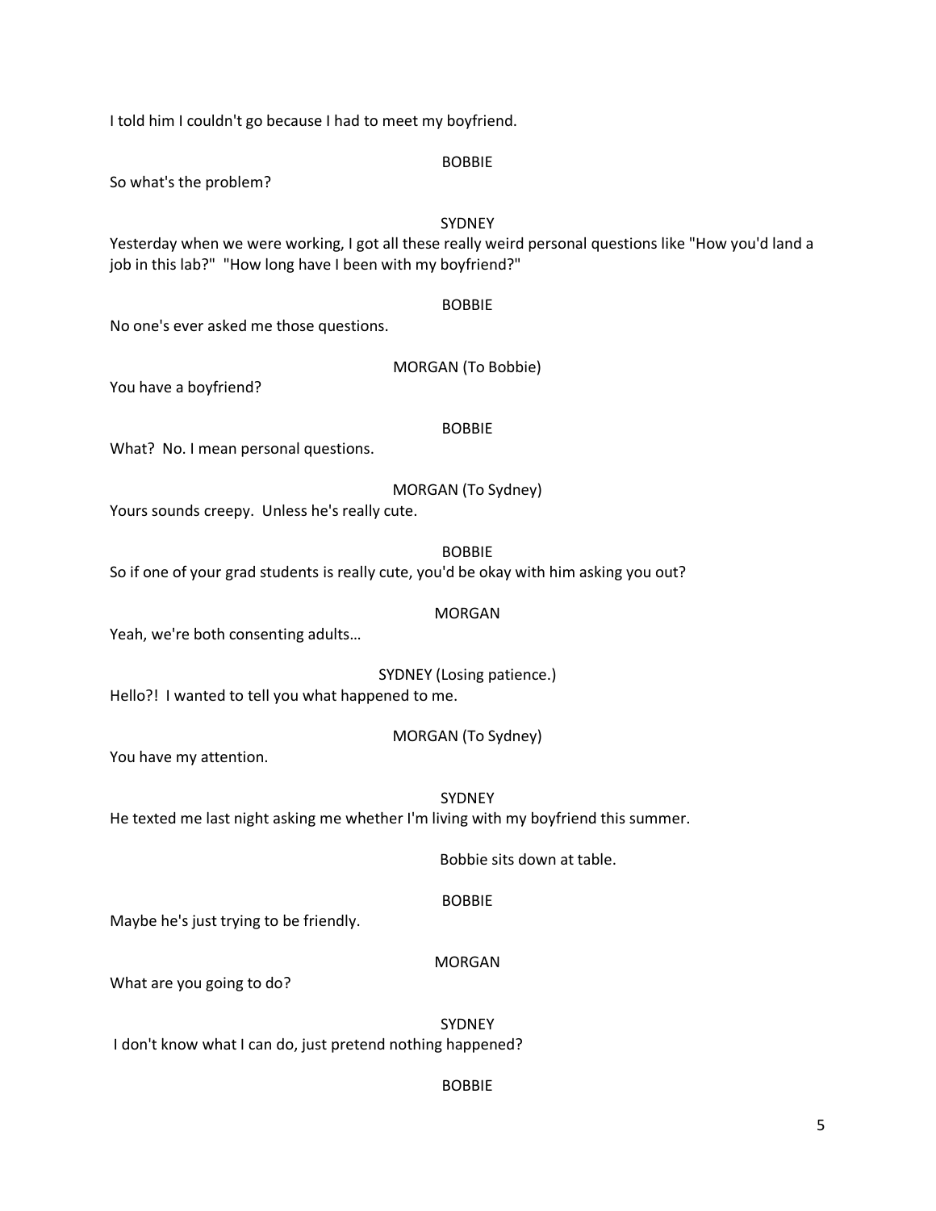I told him I couldn't go because I had to meet my boyfriend.

BOBBIE

So what's the problem?

SYDNEY

Yesterday when we were working, I got all these really weird personal questions like "How you'd land a job in this lab?" "How long have I been with my boyfriend?"

BOBBIE

No one's ever asked me those questions.

MORGAN (To Bobbie)

You have a boyfriend?

BOBBIE

What? No. I mean personal questions.

MORGAN (To Sydney)

Yours sounds creepy. Unless he's really cute.

BOBBIE

So if one of your grad students is really cute, you'd be okay with him asking you out?

MORGAN

Yeah, we're both consenting adults…

SYDNEY (Losing patience.)

Hello?! I wanted to tell you what happened to me.

MORGAN (To Sydney)

You have my attention.

SYDNEY

He texted me last night asking me whether I'm living with my boyfriend this summer.

Bobbie sits down at table.

BOBBIE

Maybe he's just trying to be friendly.

MORGAN

What are you going to do?

SYDNEY

I don't know what I can do, just pretend nothing happened?

BOBBIE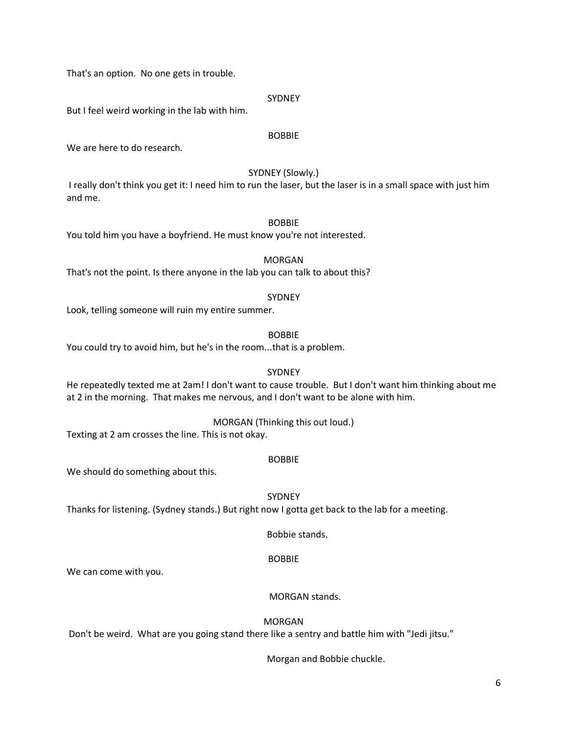That's an option.  No one gets in trouble.

SYDNEY

But I feel weird working in the lab with him.

BOBBIE

We are here to do research.

SYDNEY (Slowly.)

I really don't think you get it: I need him to run the laser, but the laser is in a small space with just him and me.

BOBBIE

You told him you have a boyfriend. He must know you're not interested.

MORGAN

That's not the point. Is there anyone in the lab you can talk to about this?

SYDNEY

Look, telling someone will ruin my entire summer.

BOBBIE

You could try to avoid him, but he's in the room...that is a problem.

SYDNEY

He repeatedly texted me at 2am! I don't want to cause trouble.  But I don't want him thinking about me at 2 in the morning.  That makes me nervous, and I don't want to be alone with him.

MORGAN (Thinking this out loud.)

Texting at 2 am crosses the line. This is not okay.

BOBBIE

We should do something about this.

SYDNEY

Thanks for listening. (Sydney stands.) But right now I gotta get back to the lab for a meeting.

Bobbie stands.

BOBBIE

We can come with you.

MORGAN stands.

MORGAN

Don't be weird.  What are you going stand there like a sentry and battle him with "Jedi jitsu."

Morgan and Bobbie chuckle.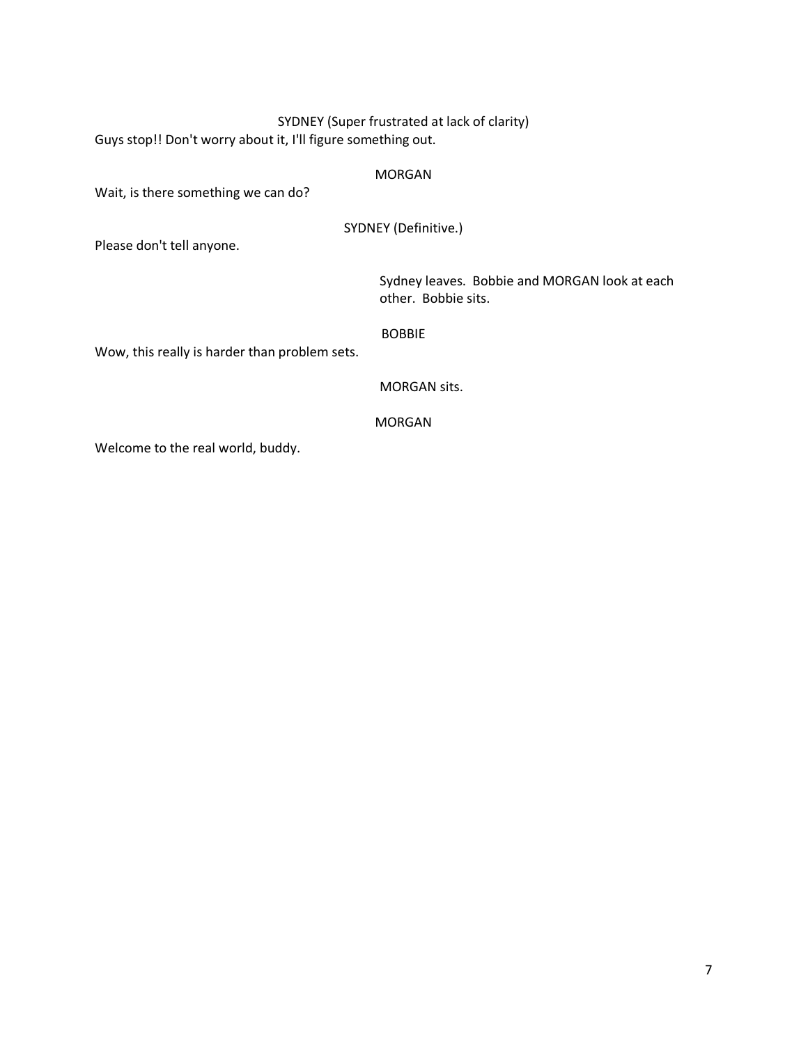SYDNEY (Super frustrated at lack of clarity)

Guys stop!! Don't worry about it, I'll figure something out.

MORGAN

Wait, is there something we can do?

SYDNEY (Definitive.)

Please don't tell anyone.

Sydney leaves. Bobbie and MORGAN look at each other. Bobbie sits.

BOBBIE

Wow, this really is harder than problem sets.

MORGAN sits.

MORGAN

Welcome to the real world, buddy.